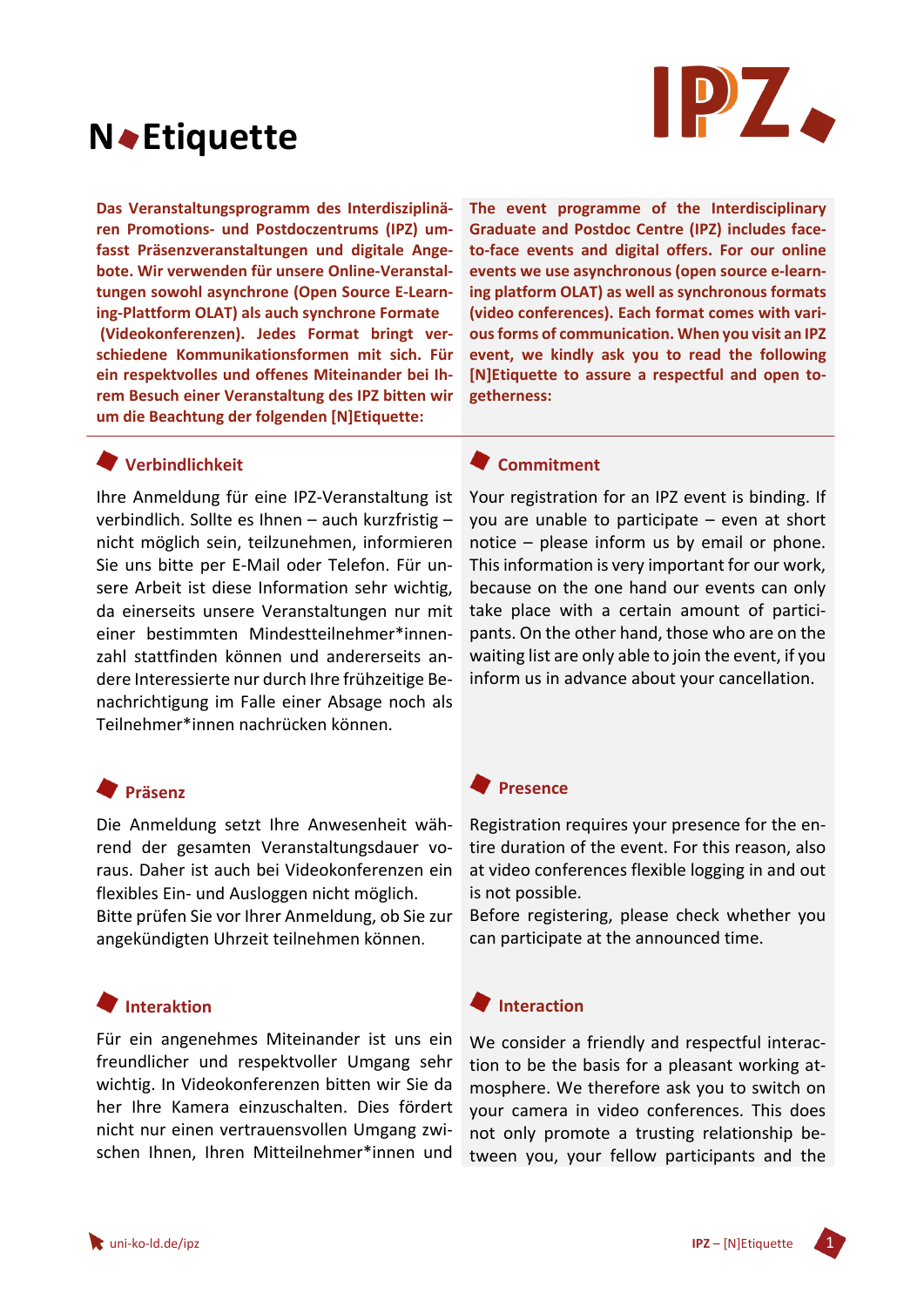# N◆Etiquette

**Das Veranstaltungsprogramm des Interdisziplinären Promotions- und Postdoczentrums (IPZ) umfasst Präsenzveranstaltungen und digitale Angebote. Wir verwenden für unsere Online-Veranstaltungen sowohl asynchrone (Open Source E-Learning-Plattform OLAT) als auch synchrone Formate (Videokonferenzen). Jedes Format bringt verschiedene Kommunikationsformen mit sich. Für ein respektvolles und offenes Miteinander bei Ihrem Besuch einer Veranstaltung des IPZ bitten wir um die Beachtung der folgenden [N]Etiquette:**

## Verbindlichkeit

Ihre Anmeldung für eine IPZ-Veranstaltung ist verbindlich. Sollte es Ihnen – auch kurzfristig – nicht möglich sein, teilzunehmen, informieren Sie uns bitte per E-Mail oder Telefon. Für unsere Arbeit ist diese Information sehr wichtig, da einerseits unsere Veranstaltungen nur mit einer bestimmten Mindestteilnehmer*innenzahl stattfinden können und andererseits andere Interessierte nur durch Ihre frühzeitige Benachrichtigung im Falle einer Absage noch als Teilnehmer*innen nachrücken können.

## Präsenz

Die Anmeldung setzt Ihre Anwesenheit während der gesamten Veranstaltungsdauer voraus. Daher ist auch bei Videokonferenzen ein flexibles Ein- und Ausloggen nicht möglich.
Bitte prüfen Sie vor Ihrer Anmeldung, ob Sie zur angekündigten Uhrzeit teilnehmen können.

## Interaktion

Für ein angenehmes Miteinander ist uns ein freundlicher und respektvoller Umgang sehr wichtig. In Videokonferenzen bitten wir Sie daher Ihre Kamera einzuschalten. Dies fördert nicht nur einen vertrauensvollen Umgang zwischen Ihnen, Ihren Mitteilnehmer*innen und

---

**The event programme of the Interdisciplinary Graduate and Postdoc Centre (IPZ) includes face-to-face events and digital offers. For our online events we use asynchronous (open source e-learning platform OLAT) as well as synchronous formats (video conferences). Each format comes with various forms of communication. When you visit an IPZ event, we kindly ask you to read the following [N]Etiquette to assure a respectful and open togetherness:**

## Commitment

Your registration for an IPZ event is binding. If you are unable to participate – even at short notice – please inform us by email or phone. This information is very important for our work, because on the one hand our events can only take place with a certain amount of participants. On the other hand, those who are on the waiting list are only able to join the event, if you inform us in advance about your cancellation.

## Presence

Registration requires your presence for the entire duration of the event. For this reason, also at video conferences flexible logging in and out is not possible.
Before registering, please check whether you can participate at the announced time.

## Interaction

We consider a friendly and respectful interaction to be the basis for a pleasant working atmosphere. We therefore ask you to switch on your camera in video conferences. This does not only promote a trusting relationship between you, your fellow participants and the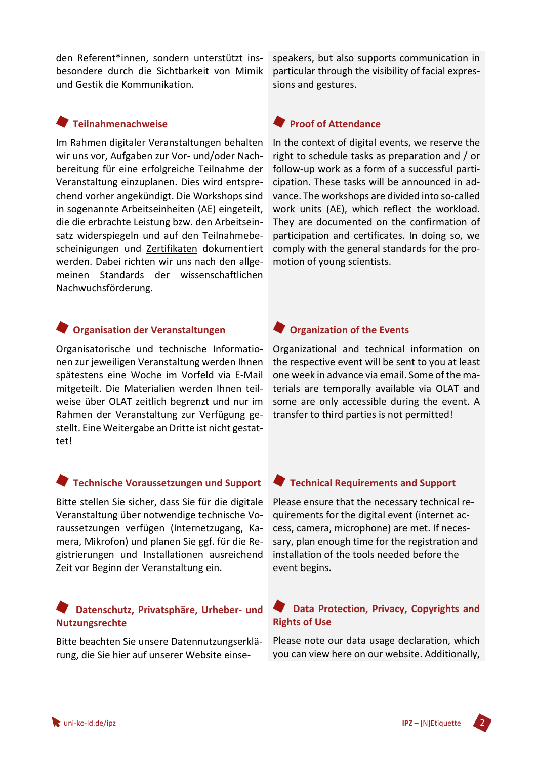den Referent*innen, sondern unterstützt insbesondere durch die Sichtbarkeit von Mimik und Gestik die Kommunikation.

## Teilnahmenachweise

Im Rahmen digitaler Veranstaltungen behalten wir uns vor, Aufgaben zur Vor- und/oder Nachbereitung für eine erfolgreiche Teilnahme der Veranstaltung einzuplanen. Dies wird entsprechend vorher angekündigt. Die Workshops sind in sogenannte Arbeitseinheiten (AE) eingeteilt, die die erbrachte Leistung bzw. den Arbeitseinsatz widerspiegeln und auf den Teilnahmebescheinigungen und Zertifikaten dokumentiert werden. Dabei richten wir uns nach den allgemeinen Standards der wissenschaftlichen Nachwuchsförderung.

## Organisation der Veranstaltungen

Organisatorische und technische Informationen zur jeweiligen Veranstaltung werden Ihnen spätestens eine Woche im Vorfeld via E-Mail mitgeteilt. Die Materialien werden Ihnen teilweise über OLAT zeitlich begrenzt und nur im Rahmen der Veranstaltung zur Verfügung gestellt. Eine Weitergabe an Dritte ist nicht gestattet!

## Technische Voraussetzungen und Support

Bitte stellen Sie sicher, dass Sie für die digitale Veranstaltung über notwendige technische Voraussetzungen verfügen (Internetzugang, Kamera, Mikrofon) und planen Sie ggf. für die Registrierungen und Installationen ausreichend Zeit vor Beginn der Veranstaltung ein.

## Datenschutz, Privatsphäre, Urheber- und Nutzungsrechte

Bitte beachten Sie unsere Datennutzungserklärung, die Sie hier auf unserer Website einse-

---

speakers, but also supports communication in particular through the visibility of facial expressions and gestures.

## Proof of Attendance

In the context of digital events, we reserve the right to schedule tasks as preparation and / or follow-up work as a form of a successful participation. These tasks will be announced in advance. The workshops are divided into so-called work units (AE), which reflect the workload. They are documented on the confirmation of participation and certificates. In doing so, we comply with the general standards for the promotion of young scientists.

## Organization of the Events

Organizational and technical information on the respective event will be sent to you at least one week in advance via email. Some of the materials are temporally available via OLAT and some are only accessible during the event. A transfer to third parties is not permitted!

## Technical Requirements and Support

Please ensure that the necessary technical requirements for the digital event (internet access, camera, microphone) are met. If necessary, plan enough time for the registration and installation of the tools needed before the event begins.

## Data Protection, Privacy, Copyrights and Rights of Use

Please note our data usage declaration, which you can view here on our website. Additionally,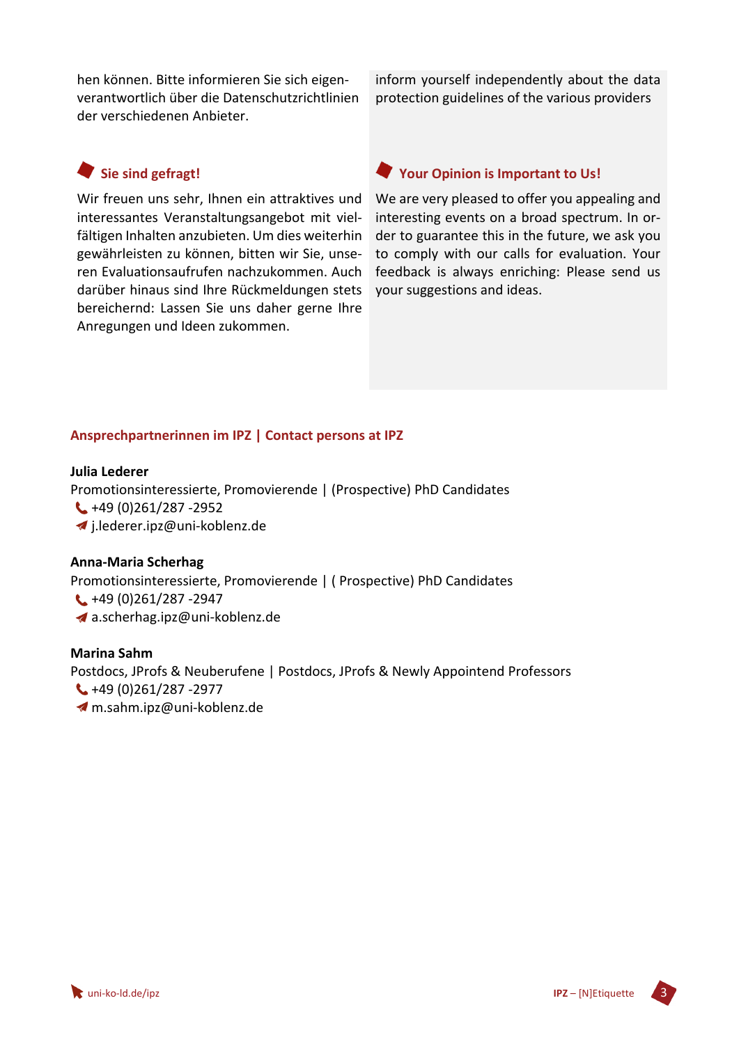hen können. Bitte informieren Sie sich eigenverantwortlich über die Datenschutzrichtlinien der verschiedenen Anbieter.

inform yourself independently about the data protection guidelines of the various providers

## Sie sind gefragt!

Wir freuen uns sehr, Ihnen ein attraktives und interessantes Veranstaltungsangebot mit vielfältigen Inhalten anzubieten. Um dies weiterhin gewährleisten zu können, bitten wir Sie, unseren Evaluationsaufrufen nachzukommen. Auch darüber hinaus sind Ihre Rückmeldungen stets bereichernd: Lassen Sie uns daher gerne Ihre Anregungen und Ideen zukommen.

## Your Opinion is Important to Us!

We are very pleased to offer you appealing and interesting events on a broad spectrum. In order to guarantee this in the future, we ask you to comply with our calls for evaluation. Your feedback is always enriching: Please send us your suggestions and ideas.

## Ansprechpartnerinnen im IPZ | Contact persons at IPZ

**Julia Lederer**
Promotionsinteressierte, Promovierende | (Prospective) PhD Candidates
+49 (0)261/287 -2952
j.lederer.ipz@uni-koblenz.de

**Anna-Maria Scherhag**
Promotionsinteressierte, Promovierende | ( Prospective) PhD Candidates
+49 (0)261/287 -2947
a.scherhag.ipz@uni-koblenz.de

**Marina Sahm**
Postdocs, JProfs & Neuberufene | Postdocs, JProfs & Newly Appointend Professors
+49 (0)261/287 -2977
m.sahm.ipz@uni-koblenz.de